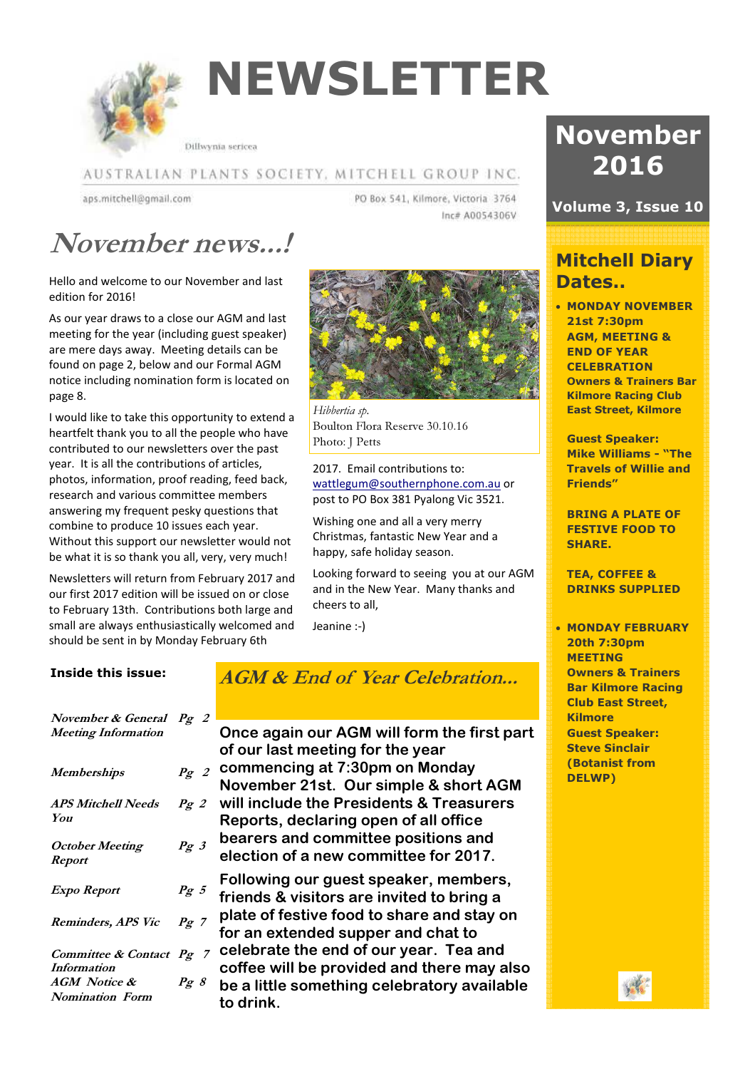# NEWSLETTER

Dillwynia sericea

AUSTRALIAN PLANTS SOCIETY, MITCHELL GROUP INC.

aps.mitchell@gmail.com

PO Box 541, Kilmore, Victoria 3764

Inc# A0054306V

**November 2016**

**Volume 3, Issue 10**

## *November news...!*

Hello and welcome to our November and last edition for 2016!

As our year draws to a close our AGM and last meeting for the year (including guest speaker) are mere days away. Meeting details can be found on page 2, below and our Formal AGM notice including nomination form is located on page 8.

I would like to take this opportunity to extend a heartfelt thank you to all the people who have contributed to our newsletters over the past year. It is all the contributions of articles, photos, information, proof reading, feed back, research and various committee members answering my frequent pesky questions that combine to produce 10 issues each year. Without this support our newsletter would not be what it is so thank you all, very, very much!

Newsletters will return from February 2017 and our first 2017 edition will be issued on or close to February 13th. Contributions both large and small are always enthusiastically welcomed and should be sent in by Monday February 6th 2017. Email contributions to: wattlegum@southernphone.com.au or post to PO Box 381 Pyalong Vic 3521.

*Hibbertia sp.*
Boulton Flora Reserve 30.10.16
Photo: J Petts

Wishing one and all a very merry Christmas, fantastic New Year and a happy, safe holiday season.

Looking forward to seeing you at our AGM and in the New Year. Many thanks and cheers to all,

Jeanine :-)

## Mitchell Diary Dates..

- **MONDAY NOVEMBER 21st 7:30pm AGM, MEETING & END OF YEAR CELEBRATION**
  **Owners & Trainers Bar Kilmore Racing Club East Street, Kilmore**

  **Guest Speaker: Mike Williams - "The Travels of Willie and Friends"**

  **BRING A PLATE OF FESTIVE FOOD TO SHARE.**

  **TEA, COFFEE & DRINKS SUPPLIED**

- **MONDAY FEBRUARY 20th 7:30pm MEETING**
  **Owners & Trainers Bar Kilmore Racing Club East Street, Kilmore**
  **Guest Speaker: Steve Sinclair (Botanist from DELWP)**

### Inside this issue:

| | |
|---|---|
| *November & General Meeting Information* | *Pg 2* |
| *Memberships* | *Pg 2* |
| *APS Mitchell Needs You* | *Pg 2* |
| *October Meeting Report* | *Pg 3* |
| *Expo Report* | *Pg 5* |
| *Reminders, APS Vic* | *Pg 7* |
| *Committee & Contact Information* | *Pg 7* |
| *AGM Notice & Nomination Form* | *Pg 8* |

## *AGM & End of Year Celebration...*

**Once again our AGM will form the first part of our last meeting for the year commencing at 7:30pm on Monday November 21st. Our simple & short AGM will include the Presidents & Treasurers Reports, declaring open of all office bearers and committee positions and election of a new committee for 2017.**

**Following our guest speaker, members, friends & visitors are invited to bring a plate of festive food to share and stay on for an extended supper and chat to celebrate the end of our year. Tea and coffee will be provided and there may also be a little something celebratory available to drink.**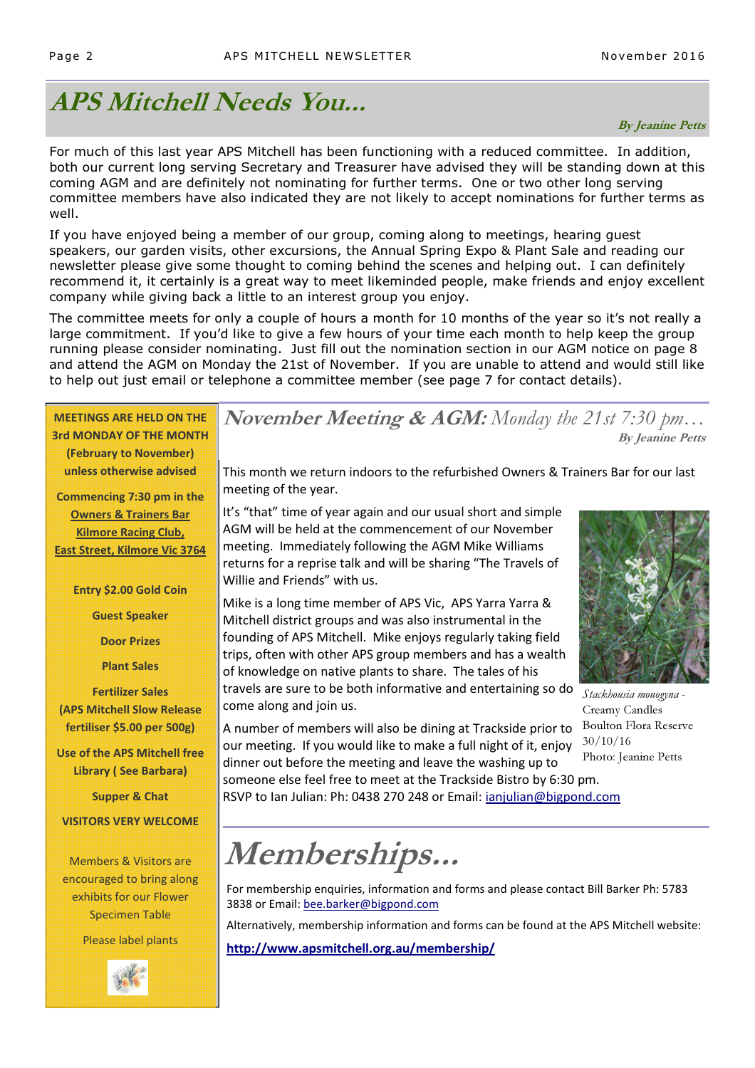# APS Mitchell Needs You...

*By Jeanine Petts*

For much of this last year APS Mitchell has been functioning with a reduced committee. In addition, both our current long serving Secretary and Treasurer have advised they will be standing down at this coming AGM and are definitely not nominating for further terms. One or two other long serving committee members have also indicated they are not likely to accept nominations for further terms as well.

If you have enjoyed being a member of our group, coming along to meetings, hearing guest speakers, our garden visits, other excursions, the Annual Spring Expo & Plant Sale and reading our newsletter please give some thought to coming behind the scenes and helping out. I can definitely recommend it, it certainly is a great way to meet likeminded people, make friends and enjoy excellent company while giving back a little to an interest group you enjoy.

The committee meets for only a couple of hours a month for 10 months of the year so it's not really a large commitment. If you'd like to give a few hours of your time each month to help keep the group running please consider nominating. Just fill out the nomination section in our AGM notice on page 8 and attend the AGM on Monday the 21st of November. If you are unable to attend and would still like to help out just email or telephone a committee member (see page 7 for contact details).

**MEETINGS ARE HELD ON THE 3rd MONDAY OF THE MONTH (February to November) unless otherwise advised**

**Commencing 7:30 pm in the Owners & Trainers Bar Kilmore Racing Club, East Street, Kilmore Vic 3764**

**Entry $2.00 Gold Coin**

**Guest Speaker**

**Door Prizes**

**Plant Sales**

**Fertilizer Sales (APS Mitchell Slow Release fertiliser $5.00 per 500g)**

**Use of the APS Mitchell free Library ( See Barbara)**

**Supper & Chat**

**VISITORS VERY WELCOME**

Members & Visitors are encouraged to bring along exhibits for our Flower Specimen Table

Please label plants

## November Meeting & AGM: *Monday the 21st 7:30 pm…*

*By Jeanine Petts*

This month we return indoors to the refurbished Owners & Trainers Bar for our last meeting of the year.

It's "that" time of year again and our usual short and simple AGM will be held at the commencement of our November meeting. Immediately following the AGM Mike Williams returns for a reprise talk and will be sharing "The Travels of Willie and Friends" with us.

Mike is a long time member of APS Vic, APS Yarra Yarra & Mitchell district groups and was also instrumental in the founding of APS Mitchell. Mike enjoys regularly taking field trips, often with other APS group members and has a wealth of knowledge on native plants to share. The tales of his travels are sure to be both informative and entertaining so do come along and join us.

*Stackhousia monogyna* - Creamy Candles Boulton Flora Reserve 30/10/16 Photo: Jeanine Petts

A number of members will also be dining at Trackside prior to our meeting. If you would like to make a full night of it, enjoy dinner out before the meeting and leave the washing up to someone else feel free to meet at the Trackside Bistro by 6:30 pm. RSVP to Ian Julian: Ph: 0438 270 248 or Email: ianjulian@bigpond.com

# Memberships...

For membership enquiries, information and forms and please contact Bill Barker Ph: 5783 3838 or Email: bee.barker@bigpond.com

Alternatively, membership information and forms can be found at the APS Mitchell website:

**http://www.apsmitchell.org.au/membership/**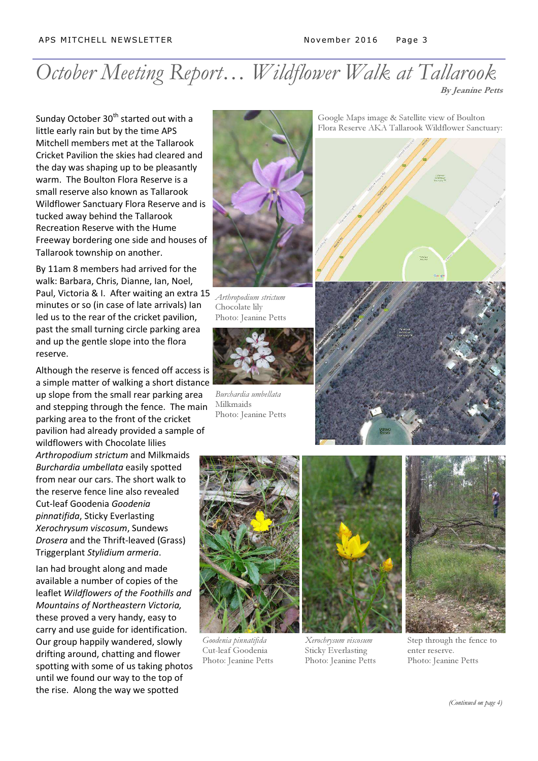# October Meeting Report… Wildflower Walk at Tallarook

**By Jeanine Petts**

Sunday October 30th started out with a little early rain but by the time APS Mitchell members met at the Tallarook Cricket Pavilion the skies had cleared and the day was shaping up to be pleasantly warm. The Boulton Flora Reserve is a small reserve also known as Tallarook Wildflower Sanctuary Flora Reserve and is tucked away behind the Tallarook Recreation Reserve with the Hume Freeway bordering one side and houses of Tallarook township on another.

By 11am 8 members had arrived for the walk: Barbara, Chris, Dianne, Ian, Noel, Paul, Victoria & I. After waiting an extra 15 minutes or so (in case of late arrivals) Ian led us to the rear of the cricket pavilion, past the small turning circle parking area and up the gentle slope into the flora reserve.

Although the reserve is fenced off access is a simple matter of walking a short distance up slope from the small rear parking area and stepping through the fence. The main parking area to the front of the cricket pavilion had already provided a sample of wildflowers with Chocolate lilies *Arthropodium strictum* and Milkmaids *Burchardia umbellata* easily spotted from near our cars. The short walk to the reserve fence line also revealed Cut-leaf Goodenia *Goodenia pinnatifida*, Sticky Everlasting *Xerochrysum viscosum*, Sundews *Drosera* and the Thrift-leaved (Grass) Triggerplant *Stylidium armeria*.

Ian had brought along and made available a number of copies of the leaflet *Wildflowers of the Foothills and Mountains of Northeastern Victoria,* these proved a very handy, easy to carry and use guide for identification. Our group happily wandered, slowly drifting around, chatting and flower spotting with some of us taking photos until we found our way to the top of the rise. Along the way we spotted

*Arthropodium strictum*
Chocolate lily
Photo: Jeanine Petts

*Burchardia umbellata*
Milkmaids
Photo: Jeanine Petts

Google Maps image & Satellite view of Boulton Flora Reserve AKA Tallarook Wildflower Sanctuary:

*Goodenia pinnatifida*
Cut-leaf Goodenia
Photo: Jeanine Petts

*Xerochrysum viscosum*
Sticky Everlasting
Photo: Jeanine Petts

Step through the fence to enter reserve.
Photo: Jeanine Petts

*(Continued on page 4)*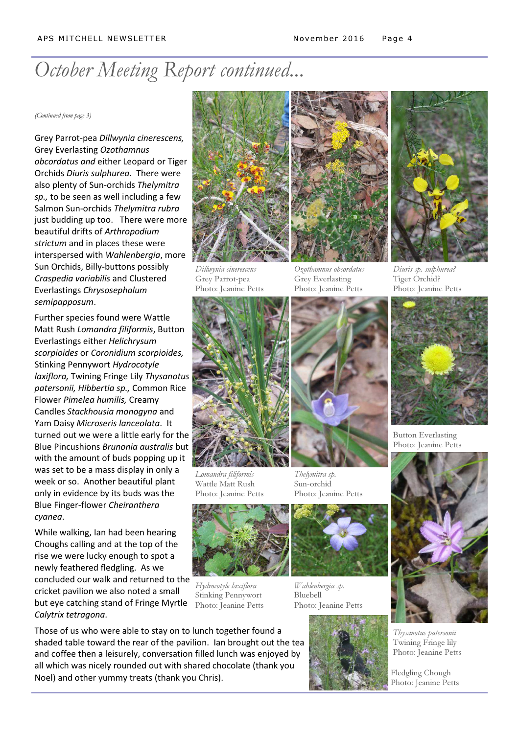# October Meeting Report continued...

*(Continued from page 3)*

Grey Parrot-pea *Dillwynia cinerescens,* Grey Everlasting *Ozothamnus obcordatus and* either Leopard or Tiger Orchids *Diuris sulphurea*. There were also plenty of Sun-orchids *Thelymitra sp.,* to be seen as well including a few Salmon Sun-orchids *Thelymitra rubra* just budding up too. There were more beautiful drifts of *Arthropodium strictum* and in places these were interspersed with *Wahlenbergia*, more Sun Orchids, Billy-buttons possibly *Craspedia variabilis* and Clustered Everlastings *Chrysosephalum semipapposum*.

Further species found were Wattle Matt Rush *Lomandra filiformis*, Button Everlastings either *Helichrysum scorpioides* or *Coronidium scorpioides,* Stinking Pennywort *Hydrocotyle laxiflora,* Twining Fringe Lily *Thysanotus patersonii, Hibbertia sp.,* Common Rice Flower *Pimelea humilis,* Creamy Candles *Stackhousia monogyna* and Yam Daisy *Microseris lanceolata*. It turned out we were a little early for the Blue Pincushions *Brunonia australis* but with the amount of buds popping up it was set to be a mass display in only a week or so. Another beautiful plant only in evidence by its buds was the Blue Finger-flower *Cheiranthera cyanea*.

While walking, Ian had been hearing Choughs calling and at the top of the rise we were lucky enough to spot a newly feathered fledgling. As we concluded our walk and returned to the cricket pavilion we also noted a small but eye catching stand of Fringe Myrtle *Calytrix tetragona*.

Those of us who were able to stay on to lunch together found a shaded table toward the rear of the pavilion. Ian brought out the tea and coffee then a leisurely, conversation filled lunch was enjoyed by all which was nicely rounded out with shared chocolate (thank you Noel) and other yummy treats (thank you Chris).

*Dillwynia cinerescens*
Grey Parrot-pea
Photo: Jeanine Petts

*Ozothamnus obcordatus*
Grey Everlasting
Photo: Jeanine Petts

*Diuris sp. sulphurea?*
Tiger Orchid?
Photo: Jeanine Petts

*Lomandra filiformis*
Wattle Matt Rush
Photo: Jeanine Petts

*Thelymitra sp.*
Sun-orchid
Photo: Jeanine Petts

Button Everlasting
Photo: Jeanine Petts

*Hydrocotyle laxiflora*
Stinking Pennywort
Photo: Jeanine Petts

*Wahlenbergia sp.*
Bluebell
Photo: Jeanine Petts

*Thysanotus patersonii*
Twining Fringe lily
Photo: Jeanine Petts

Fledgling Chough
Photo: Jeanine Petts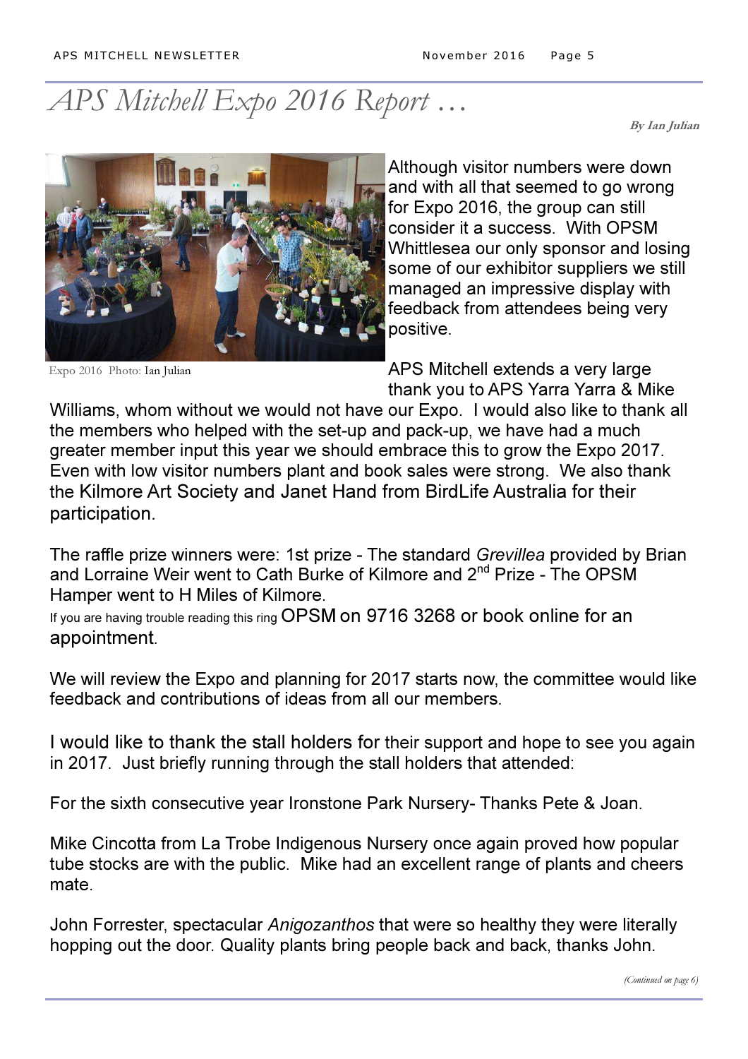# APS Mitchell Expo 2016 Report …

*By Ian Julian*

Expo 2016 Photo: Ian Julian

Although visitor numbers were down and with all that seemed to go wrong for Expo 2016, the group can still consider it a success. With OPSM Whittlesea our only sponsor and losing some of our exhibitor suppliers we still managed an impressive display with feedback from attendees being very positive.

APS Mitchell extends a very large thank you to APS Yarra Yarra & Mike Williams, whom without we would not have our Expo. I would also like to thank all the members who helped with the set-up and pack-up, we have had a much greater member input this year we should embrace this to grow the Expo 2017. Even with low visitor numbers plant and book sales were strong. We also thank the Kilmore Art Society and Janet Hand from BirdLife Australia for their participation.

The raffle prize winners were: 1st prize - The standard *Grevillea* provided by Brian and Lorraine Weir went to Cath Burke of Kilmore and 2nd Prize - The OPSM Hamper went to H Miles of Kilmore.

If you are having trouble reading this ring OPSM on 9716 3268 or book online for an appointment.

We will review the Expo and planning for 2017 starts now, the committee would like feedback and contributions of ideas from all our members.

I would like to thank the stall holders for their support and hope to see you again in 2017. Just briefly running through the stall holders that attended:

For the sixth consecutive year Ironstone Park Nursery- Thanks Pete & Joan.

Mike Cincotta from La Trobe Indigenous Nursery once again proved how popular tube stocks are with the public. Mike had an excellent range of plants and cheers mate.

John Forrester, spectacular *Anigozanthos* that were so healthy they were literally hopping out the door. Quality plants bring people back and back, thanks John.

*(Continued on page 6)*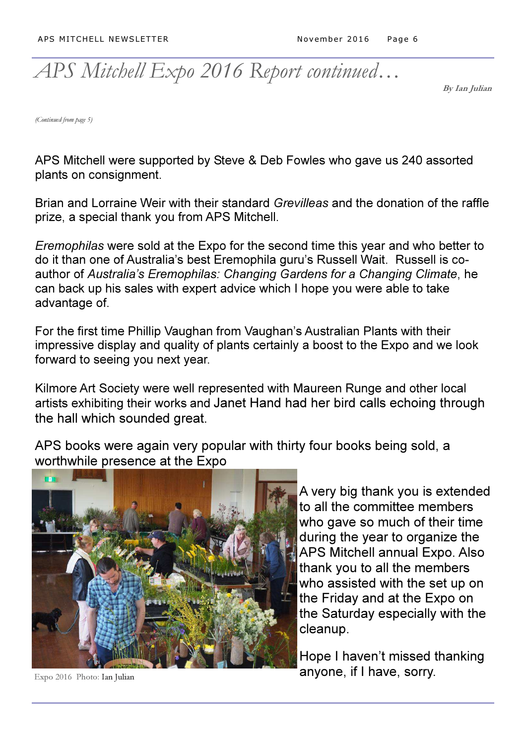# APS Mitchell Expo 2016 Report continued…

***By Ian Julian***

*(Continued from page 5)*

APS Mitchell were supported by Steve & Deb Fowles who gave us 240 assorted plants on consignment.

Brian and Lorraine Weir with their standard *Grevilleas* and the donation of the raffle prize, a special thank you from APS Mitchell.

*Eremophilas* were sold at the Expo for the second time this year and who better to do it than one of Australia's best Eremophila guru's Russell Wait. Russell is co-author of *Australia's Eremophilas: Changing Gardens for a Changing Climate*, he can back up his sales with expert advice which I hope you were able to take advantage of.

For the first time Phillip Vaughan from Vaughan's Australian Plants with their impressive display and quality of plants certainly a boost to the Expo and we look forward to seeing you next year.

Kilmore Art Society were well represented with Maureen Runge and other local artists exhibiting their works and Janet Hand had her bird calls echoing through the hall which sounded great.

APS books were again very popular with thirty four books being sold, a worthwhile presence at the Expo

Expo 2016 Photo: Ian Julian

A very big thank you is extended to all the committee members who gave so much of their time during the year to organize the APS Mitchell annual Expo. Also thank you to all the members who assisted with the set up on the Friday and at the Expo on the Saturday especially with the cleanup.

Hope I haven't missed thanking anyone, if I have, sorry.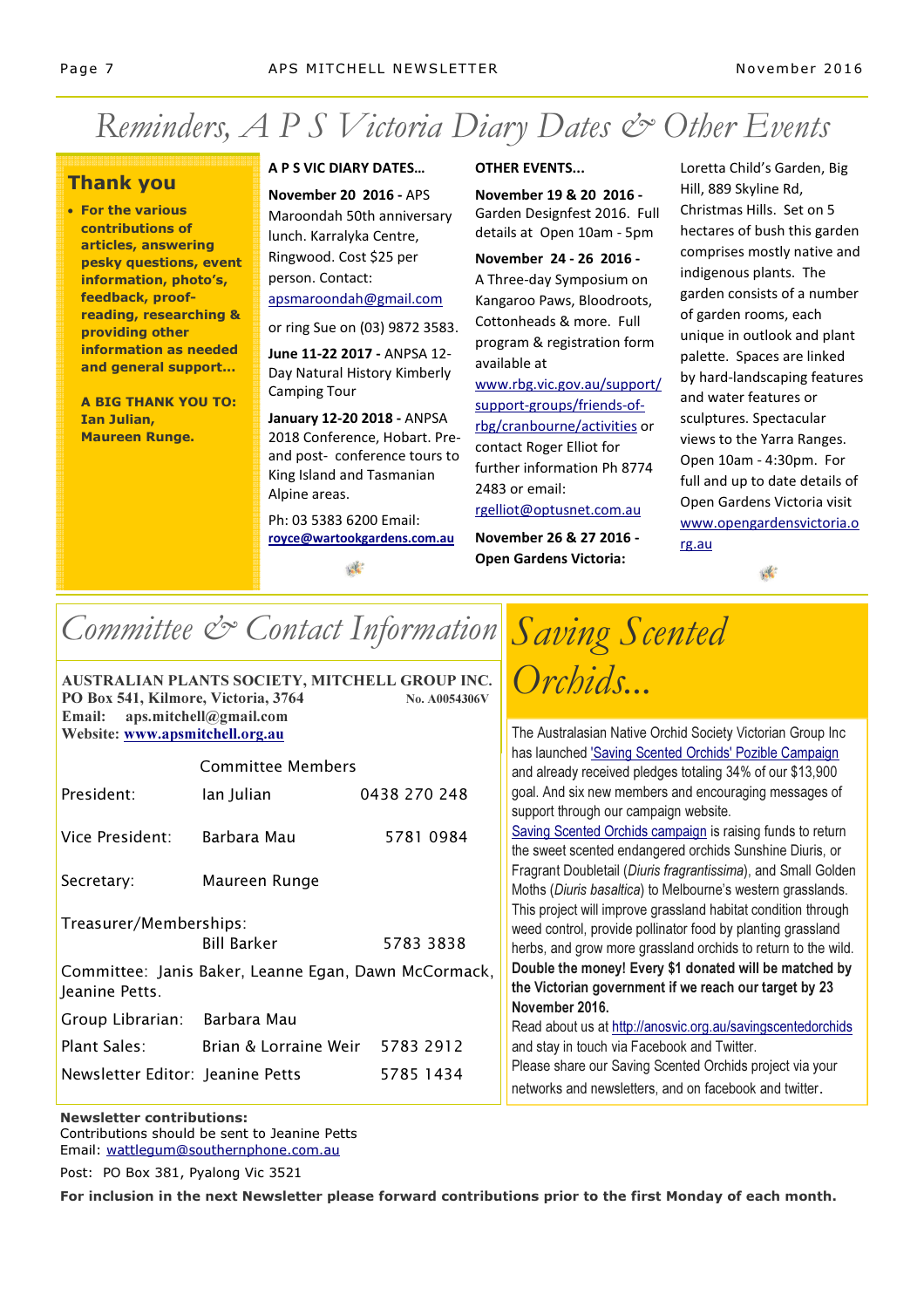# Reminders, A P S Victoria Diary Dates & Other Events

## Thank you

- **For the various contributions of articles, answering pesky questions, event information, photo's, feedback, proof-reading, researching & providing other information as needed and general support…**

**A BIG THANK YOU TO: Ian Julian, Maureen Runge.**

**A P S VIC DIARY DATES…**

**November 20 2016 -** APS Maroondah 50th anniversary lunch. Karralyka Centre, Ringwood. Cost $25 per person. Contact: apsmaroondah@gmail.com

or ring Sue on (03) 9872 3583.

**June 11-22 2017 -** ANPSA 12-Day Natural History Kimberly Camping Tour

**January 12-20 2018 -** ANPSA 2018 Conference, Hobart. Pre- and post- conference tours to King Island and Tasmanian Alpine areas.

Ph: 03 5383 6200 Email: **royce@wartookgardens.com.au**

**OTHER EVENTS...**

**November 19 & 20 2016 -** Garden Designfest 2016. Full details at Open 10am - 5pm

**November 24 - 26 2016 -** A Three-day Symposium on Kangaroo Paws, Bloodroots, Cottonheads & more. Full program & registration form available at www.rbg.vic.gov.au/support/support-groups/friends-of-rbg/cranbourne/activities or contact Roger Elliot for further information Ph 8774 2483 or email: rgelliot@optusnet.com.au

**November 26 & 27 2016 - Open Gardens Victoria:** Loretta Child's Garden, Big Hill, 889 Skyline Rd, Christmas Hills. Set on 5 hectares of bush this garden comprises mostly native and indigenous plants. The garden consists of a number of garden rooms, each unique in outlook and plant palette. Spaces are linked by hard-landscaping features and water features or sculptures. Spectacular views to the Yarra Ranges. Open 10am - 4:30pm. For full and up to date details of Open Gardens Victoria visit www.opengardensvictoria.org.au

# Committee & Contact Information

**AUSTRALIAN PLANTS SOCIETY, MITCHELL GROUP INC.**
**PO Box 541, Kilmore, Victoria, 3764** **No. A0054306V**
**Email: aps.mitchell@gmail.com**
**Website: www.apsmitchell.org.au**

| | Committee Members | |
|---|---|---|
| President: | Ian Julian | 0438 270 248 |
| Vice President: | Barbara Mau | 5781 0984 |
| Secretary: | Maureen Runge | |
| Treasurer/Memberships: | Bill Barker | 5783 3838 |

Committee: Janis Baker, Leanne Egan, Dawn McCormack, Jeanine Petts.

| | | |
|---|---|---|
| Group Librarian: | Barbara Mau | |
| Plant Sales: | Brian & Lorraine Weir | 5783 2912 |
| Newsletter Editor: | Jeanine Petts | 5785 1434 |

# Saving Scented Orchids...

The Australasian Native Orchid Society Victorian Group Inc has launched 'Saving Scented Orchids' Pozible Campaign and already received pledges totaling 34% of our $13,900 goal. And six new members and encouraging messages of support through our campaign website.

Saving Scented Orchids campaign is raising funds to return the sweet scented endangered orchids Sunshine Diuris, or Fragrant Doubletail (*Diuris fragrantissima*), and Small Golden Moths (*Diuris basaltica*) to Melbourne's western grasslands. This project will improve grassland habitat condition through weed control, provide pollinator food by planting grassland herbs, and grow more grassland orchids to return to the wild.

**Double the money! Every $1 donated will be matched by the Victorian government if we reach our target by 23 November 2016.**

Read about us at http://anosvic.org.au/savingscentedorchids and stay in touch via Facebook and Twitter.

Please share our Saving Scented Orchids project via your networks and newsletters, and on facebook and twitter.

**Newsletter contributions:**
Contributions should be sent to Jeanine Petts
Email: wattlegum@southernphone.com.au

Post: PO Box 381, Pyalong Vic 3521

**For inclusion in the next Newsletter please forward contributions prior to the first Monday of each month.**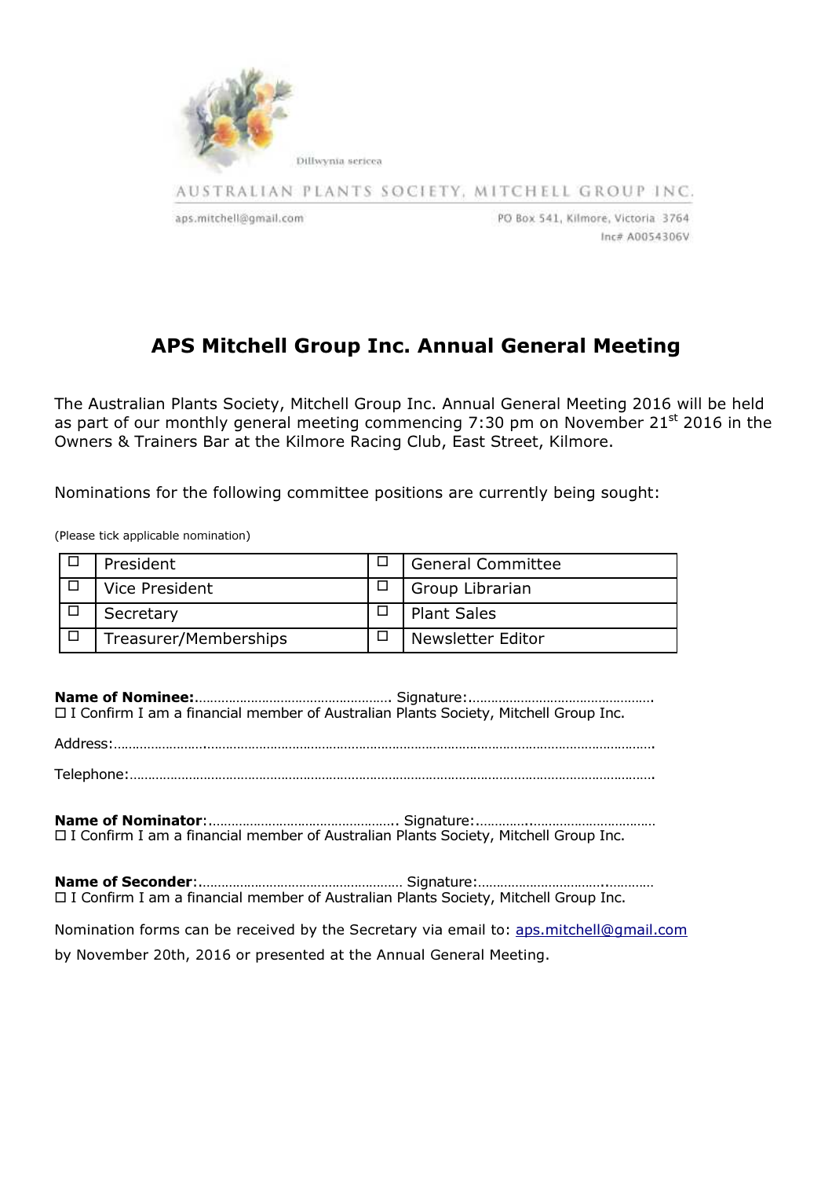Dillwynia sericea

AUSTRALIAN PLANTS SOCIETY, MITCHELL GROUP INC.

aps.mitchell@gmail.com

PO Box 541, Kilmore, Victoria 3764

Inc# A0054306V

# APS Mitchell Group Inc. Annual General Meeting

The Australian Plants Society, Mitchell Group Inc. Annual General Meeting 2016 will be held as part of our monthly general meeting commencing 7:30 pm on November 21st 2016 in the Owners & Trainers Bar at the Kilmore Racing Club, East Street, Kilmore.

Nominations for the following committee positions are currently being sought:

(Please tick applicable nomination)

| | | | |
|---|---|---|---|
| ☐ | President | ☐ | General Committee |
| ☐ | Vice President | ☐ | Group Librarian |
| ☐ | Secretary | ☐ | Plant Sales |
| ☐ | Treasurer/Memberships | ☐ | Newsletter Editor |

**Name of Nominee:**……………………………………………. Signature:………………………………………….
☐ I Confirm I am a financial member of Australian Plants Society, Mitchell Group Inc.

Address:…………………………………………………………………………………………………………………………….

Telephone:…………………………………………………………………………………………………………………………….

**Name of Nominator**:………………………………………….. Signature:………………………………………
☐ I Confirm I am a financial member of Australian Plants Society, Mitchell Group Inc.

**Name of Seconder**:……………………………………………… Signature:……………………………………….
☐ I Confirm I am a financial member of Australian Plants Society, Mitchell Group Inc.

Nomination forms can be received by the Secretary via email to: aps.mitchell@gmail.com

by November 20th, 2016 or presented at the Annual General Meeting.